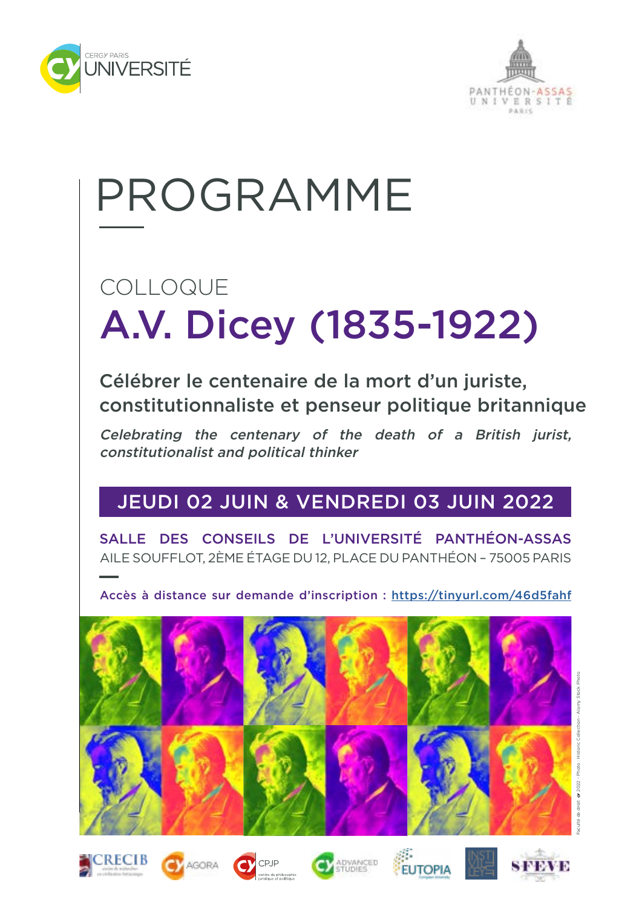# PROGRAMME

## COLLOQUE

# A.V. Dicey (1835-1922)

**Célébrer le centenaire de la mort d'un juriste, constitutionnaliste et penseur politique britannique**

*Celebrating the centenary of the death of a British jurist, constitutionalist and political thinker*

**JEUDI 02 JUIN & VENDREDI 03 JUIN 2022**

**SALLE DES CONSEILS DE L'UNIVERSITÉ PANTHÉON-ASSAS**
AILE SOUFFLOT, 2ÈME ÉTAGE DU 12, PLACE DU PANTHÉON – 75005 PARIS

Accès à distance sur demande d'inscription : https://tinyurl.com/46d5fahf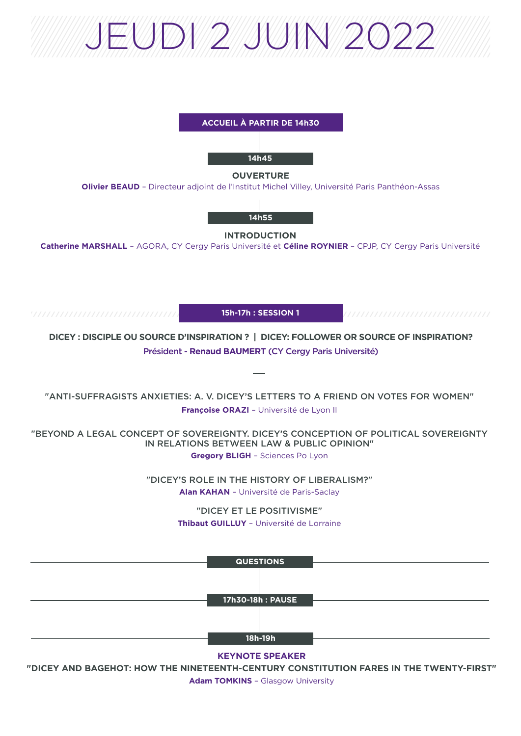# JEUDI 2 JUIN 2022

**ACCUEIL À PARTIR DE 14h30**

**14h45**

**OUVERTURE**

**Olivier BEAUD** – Directeur adjoint de l'Institut Michel Villey, Université Paris Panthéon-Assas

**14h55**

**INTRODUCTION**

**Catherine MARSHALL** – AGORA, CY Cergy Paris Université et **Céline ROYNIER** – CPJP, CY Cergy Paris Université

## 15h-17h : SESSION 1

**DICEY : DISCIPLE OU SOURCE D'INSPIRATION ? | DICEY: FOLLOWER OR SOURCE OF INSPIRATION?**

Président - **Renaud BAUMERT** (CY Cergy Paris Université)

---

"ANTI-SUFFRAGISTS ANXIETIES: A. V. DICEY'S LETTERS TO A FRIEND ON VOTES FOR WOMEN"

**Françoise ORAZI** – Université de Lyon II

"BEYOND A LEGAL CONCEPT OF SOVEREIGNTY. DICEY'S CONCEPTION OF POLITICAL SOVEREIGNTY IN RELATIONS BETWEEN LAW & PUBLIC OPINION"

**Gregory BLIGH** – Sciences Po Lyon

"DICEY'S ROLE IN THE HISTORY OF LIBERALISM?"

**Alan KAHAN** – Université de Paris-Saclay

"DICEY ET LE POSITIVISME"

**Thibaut GUILLUY** – Université de Lorraine

**QUESTIONS**

**17h30-18h : PAUSE**

**18h-19h**

**KEYNOTE SPEAKER**

**"DICEY AND BAGEHOT: HOW THE NINETEENTH-CENTURY CONSTITUTION FARES IN THE TWENTY-FIRST"**

**Adam TOMKINS** – Glasgow University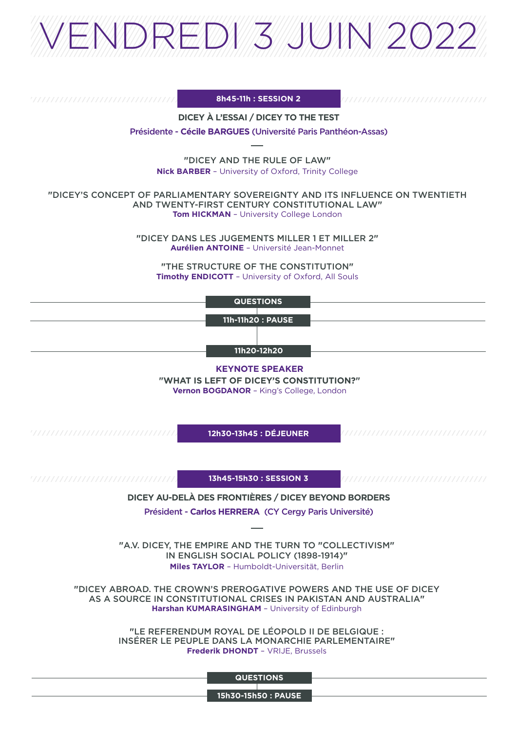# VENDREDI 3 JUIN 2022

## 8h45-11h : SESSION 2

**DICEY À L'ESSAI / DICEY TO THE TEST**

Présidente - **Cécile BARGUES** (Université Paris Panthéon-Assas)

"DICEY AND THE RULE OF LAW"
**Nick BARBER** – University of Oxford, Trinity College

"DICEY'S CONCEPT OF PARLIAMENTARY SOVEREIGNTY AND ITS INFLUENCE ON TWENTIETH AND TWENTY-FIRST CENTURY CONSTITUTIONAL LAW"
**Tom HICKMAN** – University College London

"DICEY DANS LES JUGEMENTS MILLER 1 ET MILLER 2"
**Aurélien ANTOINE** – Université Jean-Monnet

"THE STRUCTURE OF THE CONSTITUTION"
**Timothy ENDICOTT** – University of Oxford, All Souls

**QUESTIONS**

**11h-11h20 : PAUSE**

**11h20-12h20**

**KEYNOTE SPEAKER**

**"WHAT IS LEFT OF DICEY'S CONSTITUTION?"**
**Vernon BOGDANOR** – King's College, London

## 12h30-13h45 : DÉJEUNER

## 13h45-15h30 : SESSION 3

**DICEY AU-DELÀ DES FRONTIÈRES / DICEY BEYOND BORDERS**

Président - **Carlos HERRERA** (CY Cergy Paris Université)

"A.V. DICEY, THE EMPIRE AND THE TURN TO "COLLECTIVISM" IN ENGLISH SOCIAL POLICY (1898-1914)"
**Miles TAYLOR** – Humboldt-Universität, Berlin

"DICEY ABROAD. THE CROWN'S PREROGATIVE POWERS AND THE USE OF DICEY AS A SOURCE IN CONSTITUTIONAL CRISES IN PAKISTAN AND AUSTRALIA"
**Harshan KUMARASINGHAM** – University of Edinburgh

"LE REFERENDUM ROYAL DE LÉOPOLD II DE BELGIQUE : INSÉRER LE PEUPLE DANS LA MONARCHIE PARLEMENTAIRE"
**Frederik DHONDT** – VRIJE, Brussels

**QUESTIONS**

**15h30-15h50 : PAUSE**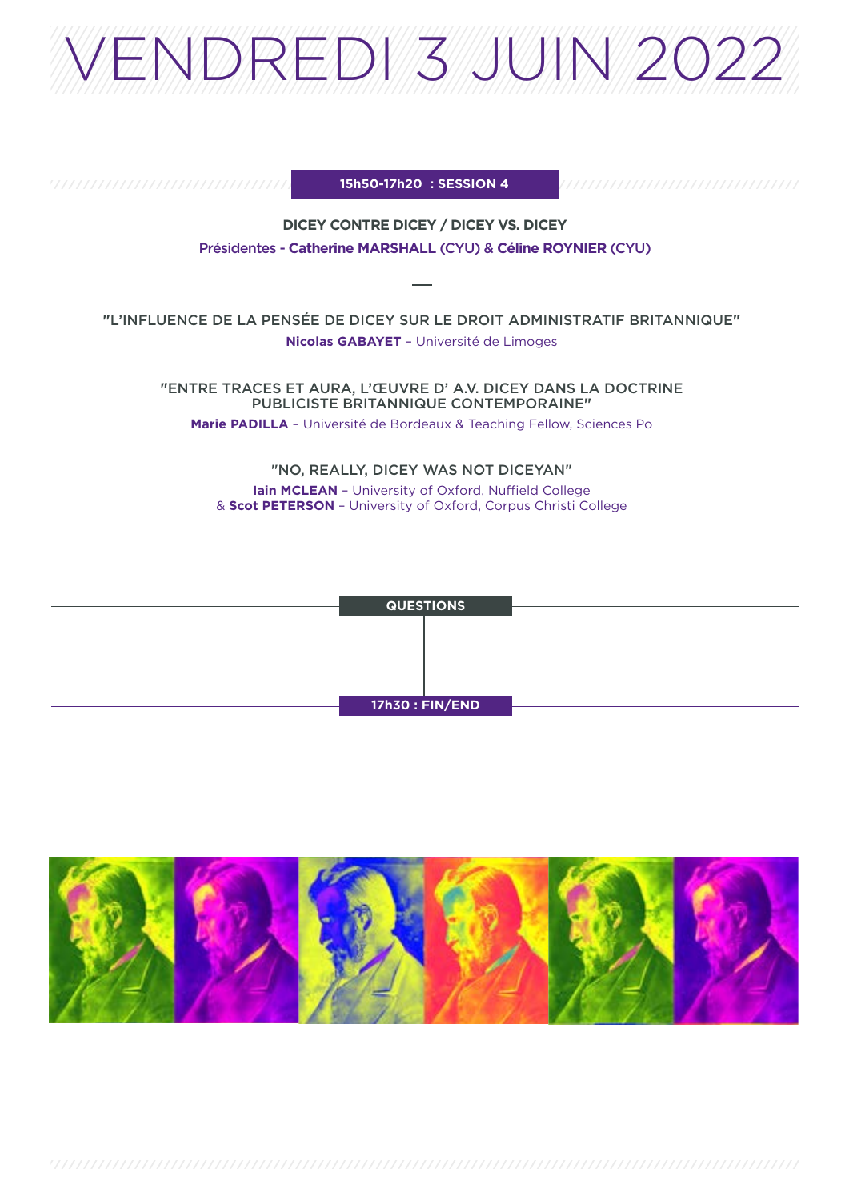# VENDREDI 3 JUIN 2022

## 15h50-17h20 : SESSION 4

### DICEY CONTRE DICEY / DICEY VS. DICEY

Présidentes - **Catherine MARSHALL** (CYU) & **Céline ROYNIER** (CYU)

—

"L'INFLUENCE DE LA PENSÉE DE DICEY SUR LE DROIT ADMINISTRATIF BRITANNIQUE"

**Nicolas GABAYET** – Université de Limoges

"ENTRE TRACES ET AURA, L'ŒUVRE D' A.V. DICEY DANS LA DOCTRINE PUBLICISTE BRITANNIQUE CONTEMPORAINE"

**Marie PADILLA** – Université de Bordeaux & Teaching Fellow, Sciences Po

"NO, REALLY, DICEY WAS NOT DICEYAN"

**Iain MCLEAN** – University of Oxford, Nuffield College
& **Scot PETERSON** – University of Oxford, Corpus Christi College

**QUESTIONS**

**17h30 : FIN/END**